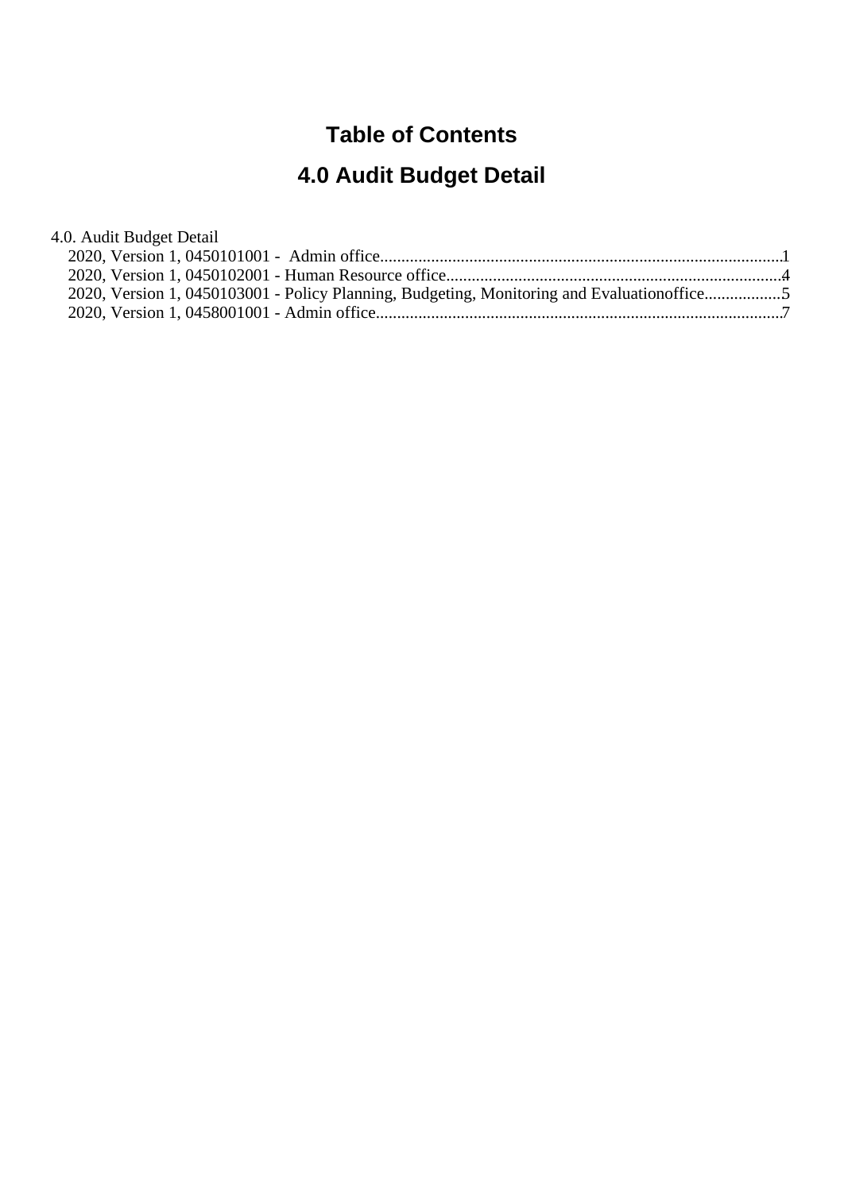# Table of Contents

## 4.0 Audit Budget Detail

4.0. Audit Budget Detail

- 2020, Version 1, 0450101001 -  Admin office.............................................................................................1
- 2020, Version 1, 0450102001 - Human Resource office..............................................................................4
- 2020, Version 1, 0450103001 - Policy Planning, Budgeting, Monitoring and Evaluationoffice..................5
- 2020, Version 1, 0458001001 - Admin office...............................................................................................7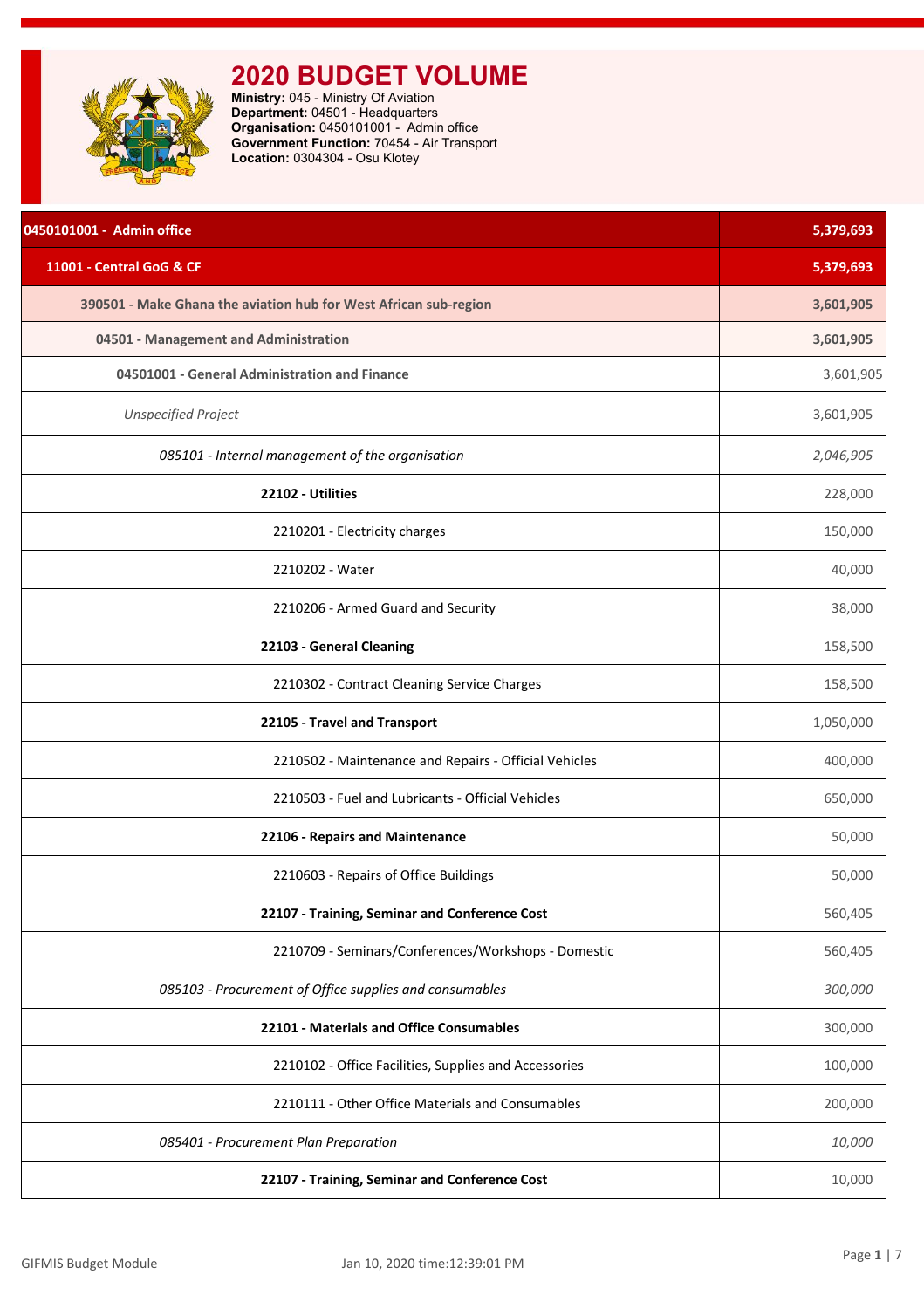# 2020 BUDGET VOLUME

**Ministry:** 045 - Ministry Of Aviation
**Department:** 04501 - Headquarters
**Organisation:** 0450101001 - Admin office
**Government Function:** 70454 - Air Transport
**Location:** 0304304 - Osu Klotey

| Item | Amount |
| --- | --- |
| **0450101001 - Admin office** | **5,379,693** |
| **11001 - Central GoG & CF** | **5,379,693** |
| **390501 - Make Ghana the aviation hub for West African sub-region** | **3,601,905** |
| **04501 - Management and Administration** | **3,601,905** |
| **04501001 - General Administration and Finance** | 3,601,905 |
| *Unspecified Project* | 3,601,905 |
| *085101 - Internal management of the organisation* | *2,046,905* |
| **22102 - Utilities** | 228,000 |
| 2210201 - Electricity charges | 150,000 |
| 2210202 - Water | 40,000 |
| 2210206 - Armed Guard and Security | 38,000 |
| **22103 - General Cleaning** | 158,500 |
| 2210302 - Contract Cleaning Service Charges | 158,500 |
| **22105 - Travel and Transport** | 1,050,000 |
| 2210502 - Maintenance and Repairs - Official Vehicles | 400,000 |
| 2210503 - Fuel and Lubricants - Official Vehicles | 650,000 |
| **22106 - Repairs and Maintenance** | 50,000 |
| 2210603 - Repairs of Office Buildings | 50,000 |
| **22107 - Training, Seminar and Conference Cost** | 560,405 |
| 2210709 - Seminars/Conferences/Workshops - Domestic | 560,405 |
| *085103 - Procurement of Office supplies and consumables* | *300,000* |
| **22101 - Materials and Office Consumables** | 300,000 |
| 2210102 - Office Facilities, Supplies and Accessories | 100,000 |
| 2210111 - Other Office Materials and Consumables | 200,000 |
| *085401 - Procurement Plan Preparation* | *10,000* |
| **22107 - Training, Seminar and Conference Cost** | 10,000 |

GIFMIS Budget Module — Jan 10, 2020 time:12:39:01 PM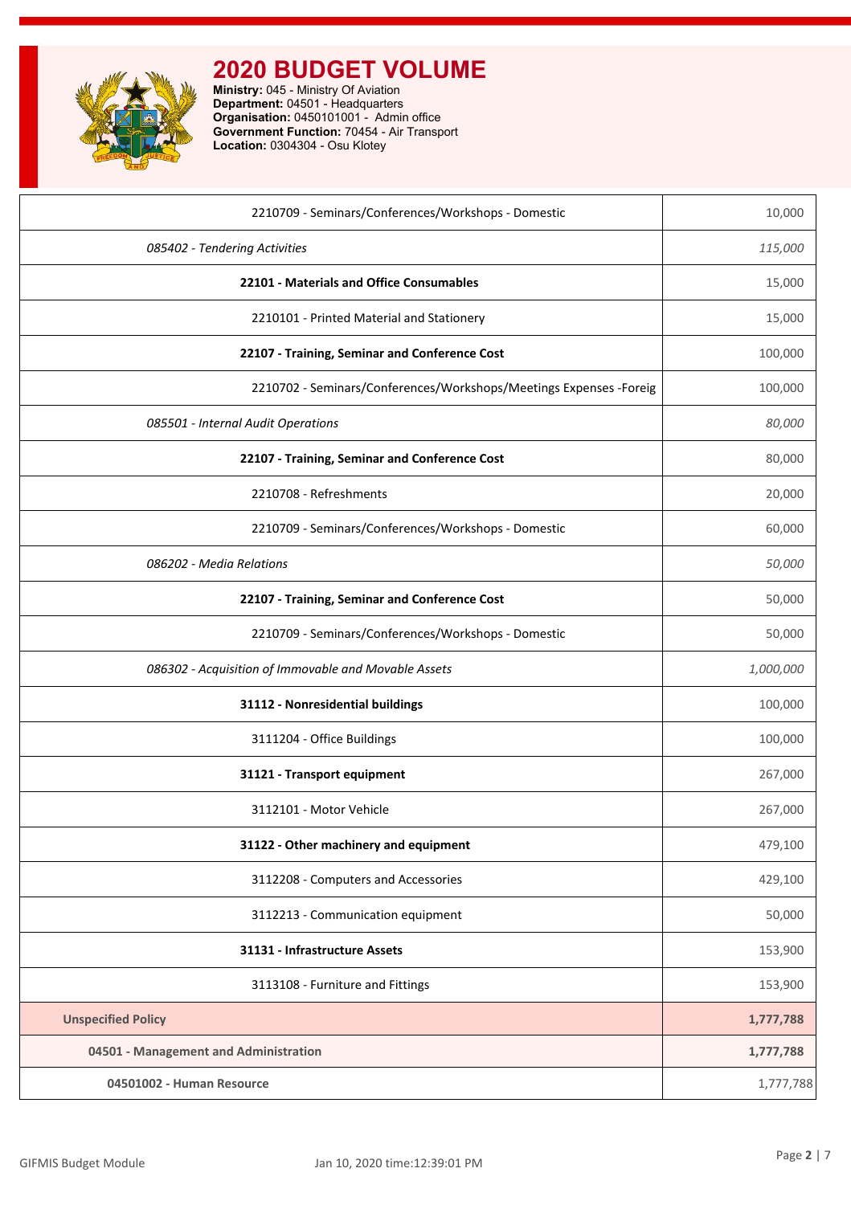# 2020 BUDGET VOLUME

**Ministry:** 045 - Ministry Of Aviation
**Department:** 04501 - Headquarters
**Organisation:** 0450101001 - Admin office
**Government Function:** 70454 - Air Transport
**Location:** 0304304 - Osu Klotey

| | |
|---|---|
| 2210709 - Seminars/Conferences/Workshops - Domestic | 10,000 |
| *085402 - Tendering Activities* | *115,000* |
| **22101 - Materials and Office Consumables** | 15,000 |
| 2210101 - Printed Material and Stationery | 15,000 |
| **22107 - Training, Seminar and Conference Cost** | 100,000 |
| 2210702 - Seminars/Conferences/Workshops/Meetings Expenses -Foreig | 100,000 |
| *085501 - Internal Audit Operations* | *80,000* |
| **22107 - Training, Seminar and Conference Cost** | 80,000 |
| 2210708 - Refreshments | 20,000 |
| 2210709 - Seminars/Conferences/Workshops - Domestic | 60,000 |
| *086202 - Media Relations* | *50,000* |
| **22107 - Training, Seminar and Conference Cost** | 50,000 |
| 2210709 - Seminars/Conferences/Workshops - Domestic | 50,000 |
| *086302 - Acquisition of Immovable and Movable Assets* | *1,000,000* |
| **31112 - Nonresidential buildings** | 100,000 |
| 3111204 - Office Buildings | 100,000 |
| **31121 - Transport equipment** | 267,000 |
| 3112101 - Motor Vehicle | 267,000 |
| **31122 - Other machinery and equipment** | 479,100 |
| 3112208 - Computers and Accessories | 429,100 |
| 3112213 - Communication equipment | 50,000 |
| **31131 - Infrastructure Assets** | 153,900 |
| 3113108 - Furniture and Fittings | 153,900 |
| **Unspecified Policy** | **1,777,788** |
| **04501 - Management and Administration** | **1,777,788** |
| **04501002 - Human Resource** | 1,777,788 |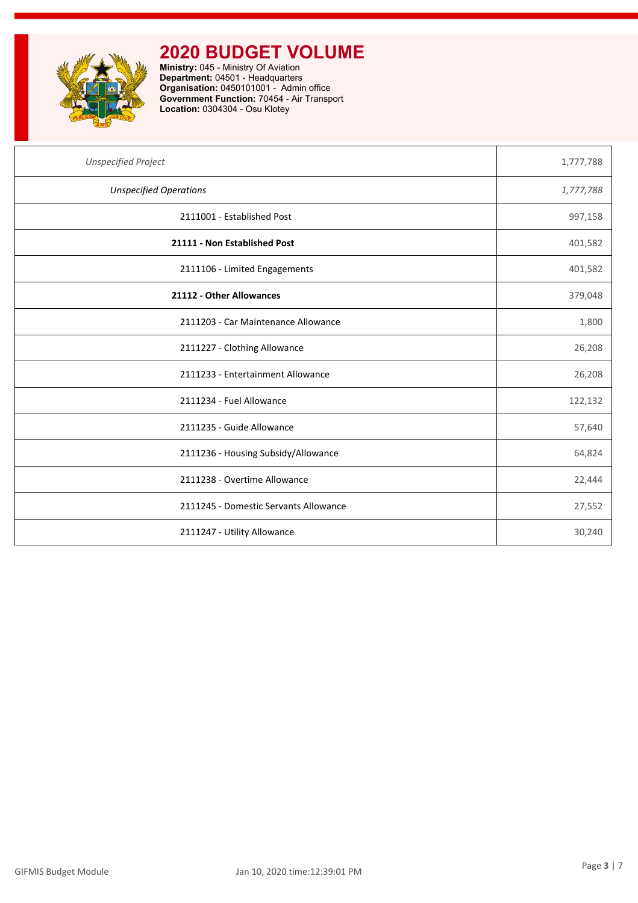# 2020 BUDGET VOLUME

**Ministry:** 045 - Ministry Of Aviation
**Department:** 04501 - Headquarters
**Organisation:** 0450101001 - Admin office
**Government Function:** 70454 - Air Transport
**Location:** 0304304 - Osu Klotey

| | |
|---|---|
| *Unspecified Project* | 1,777,788 |
| *Unspecified Operations* | *1,777,788* |
| 2111001 - Established Post | 997,158 |
| **21111 - Non Established Post** | 401,582 |
| 2111106 - Limited Engagements | 401,582 |
| **21112 - Other Allowances** | 379,048 |
| 2111203 - Car Maintenance Allowance | 1,800 |
| 2111227 - Clothing Allowance | 26,208 |
| 2111233 - Entertainment Allowance | 26,208 |
| 2111234 - Fuel Allowance | 122,132 |
| 2111235 - Guide Allowance | 57,640 |
| 2111236 - Housing Subsidy/Allowance | 64,824 |
| 2111238 - Overtime Allowance | 22,444 |
| 2111245 - Domestic Servants Allowance | 27,552 |
| 2111247 - Utility Allowance | 30,240 |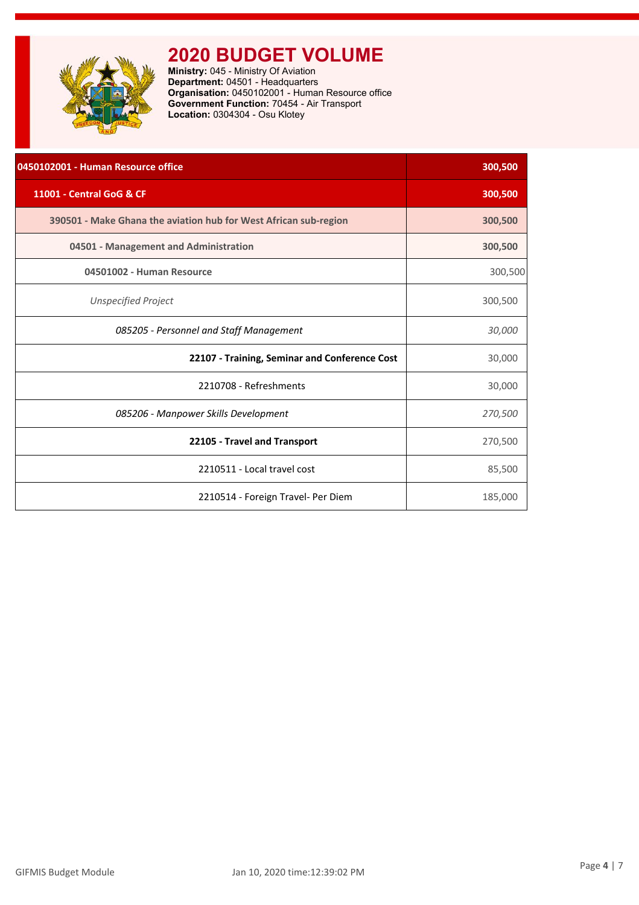# 2020 BUDGET VOLUME

**Ministry:** 045 - Ministry Of Aviation
**Department:** 04501 - Headquarters
**Organisation:** 0450102001 - Human Resource office
**Government Function:** 70454 - Air Transport
**Location:** 0304304 - Osu Klotey

| 0450102001 - Human Resource office | 300,500 |
|---|---|
| 11001 - Central GoG & CF | 300,500 |
| 390501 - Make Ghana the aviation hub for West African sub-region | 300,500 |
| 04501 - Management and Administration | 300,500 |
| 04501002 - Human Resource | 300,500 |
| *Unspecified Project* | 300,500 |
| *085205 - Personnel and Staff Management* | *30,000* |
| **22107 - Training, Seminar and Conference Cost** | 30,000 |
| 2210708 - Refreshments | 30,000 |
| *085206 - Manpower Skills Development* | *270,500* |
| **22105 - Travel and Transport** | 270,500 |
| 2210511 - Local travel cost | 85,500 |
| 2210514 - Foreign Travel- Per Diem | 185,000 |

GIFMIS Budget Module    Jan 10, 2020 time:12:39:02 PM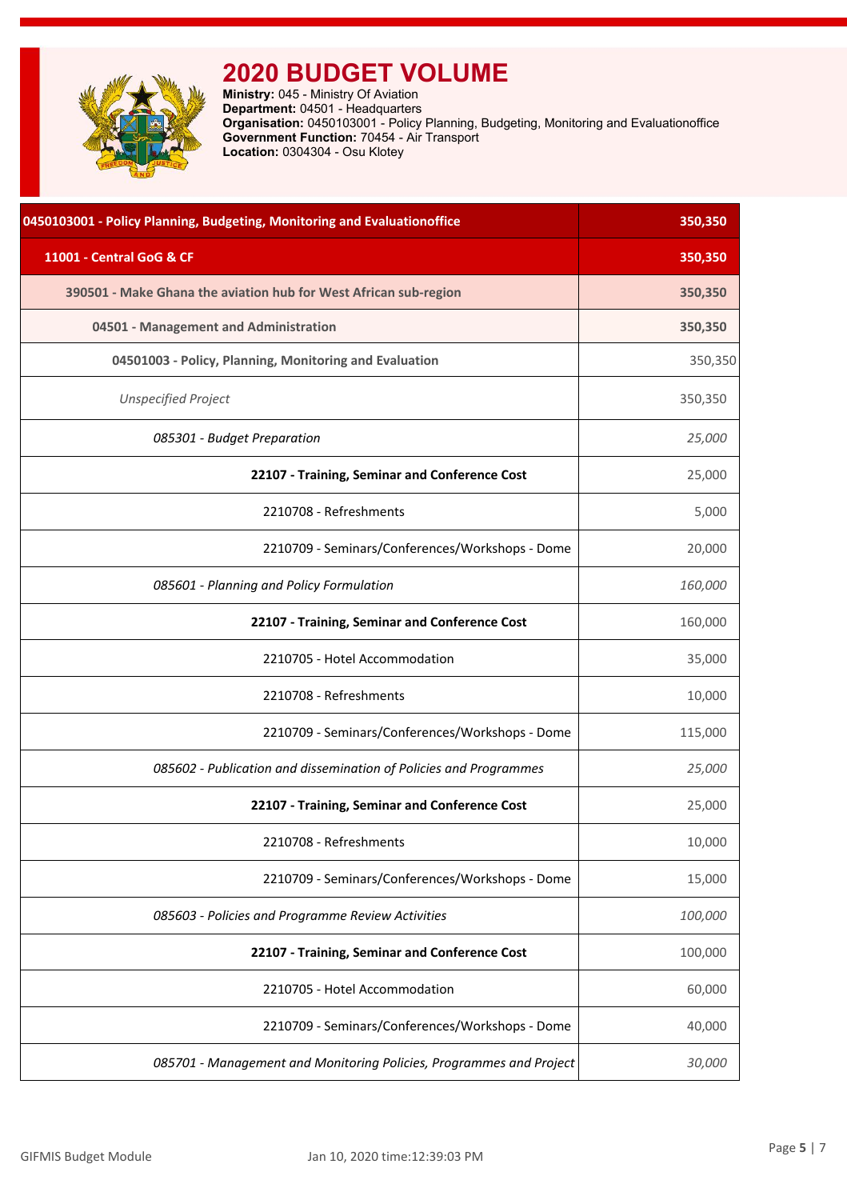# 2020 BUDGET VOLUME

**Ministry:** 045 - Ministry Of Aviation
**Department:** 04501 - Headquarters
**Organisation:** 0450103001 - Policy Planning, Budgeting, Monitoring and Evaluationoffice
**Government Function:** 70454 - Air Transport
**Location:** 0304304 - Osu Klotey

| Item | Amount |
|---|---|
| **0450103001 - Policy Planning, Budgeting, Monitoring and Evaluationoffice** | **350,350** |
| **11001 - Central GoG & CF** | **350,350** |
| **390501 - Make Ghana the aviation hub for West African sub-region** | **350,350** |
| **04501 - Management and Administration** | **350,350** |
| **04501003 - Policy, Planning, Monitoring and Evaluation** | 350,350 |
| *Unspecified Project* | 350,350 |
| *085301 - Budget Preparation* | *25,000* |
| **22107 - Training, Seminar and Conference Cost** | 25,000 |
| 2210708 - Refreshments | 5,000 |
| 2210709 - Seminars/Conferences/Workshops - Dome | 20,000 |
| *085601 - Planning and Policy Formulation* | *160,000* |
| **22107 - Training, Seminar and Conference Cost** | 160,000 |
| 2210705 - Hotel Accommodation | 35,000 |
| 2210708 - Refreshments | 10,000 |
| 2210709 - Seminars/Conferences/Workshops - Dome | 115,000 |
| *085602 - Publication and dissemination of Policies and Programmes* | *25,000* |
| **22107 - Training, Seminar and Conference Cost** | 25,000 |
| 2210708 - Refreshments | 10,000 |
| 2210709 - Seminars/Conferences/Workshops - Dome | 15,000 |
| *085603 - Policies and Programme Review Activities* | *100,000* |
| **22107 - Training, Seminar and Conference Cost** | 100,000 |
| 2210705 - Hotel Accommodation | 60,000 |
| 2210709 - Seminars/Conferences/Workshops - Dome | 40,000 |
| *085701 - Management and Monitoring Policies, Programmes and Project* | *30,000* |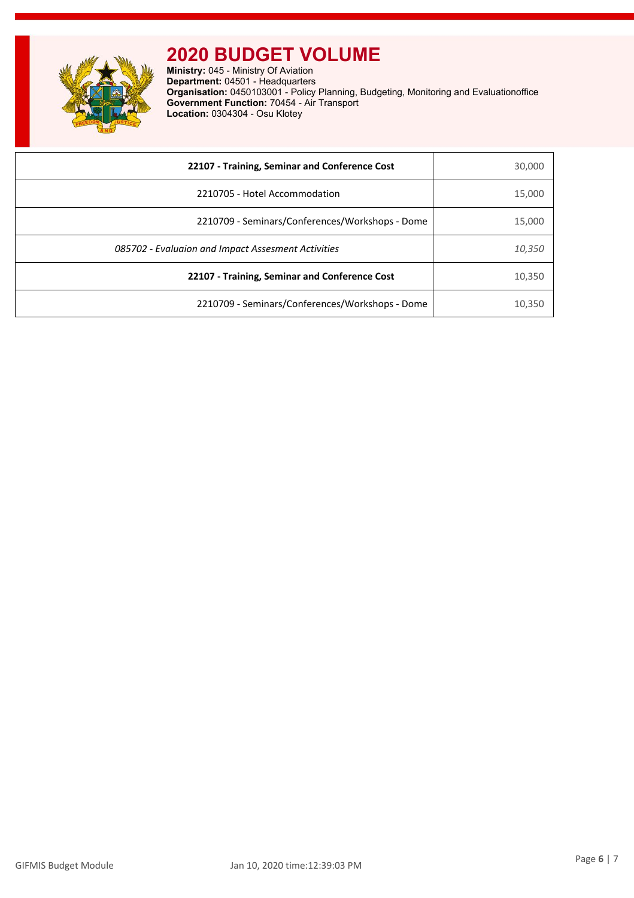# 2020 BUDGET VOLUME

**Ministry:** 045 - Ministry Of Aviation
**Department:** 04501 - Headquarters
**Organisation:** 0450103001 - Policy Planning, Budgeting, Monitoring and Evaluationoffice
**Government Function:** 70454 - Air Transport
**Location:** 0304304 - Osu Klotey

| | |
|---|---|
| **22107 - Training, Seminar and Conference Cost** | 30,000 |
| 2210705 - Hotel Accommodation | 15,000 |
| 2210709 - Seminars/Conferences/Workshops - Dome | 15,000 |
| *085702 - Evaluaion and Impact Assesment Activities* | *10,350* |
| **22107 - Training, Seminar and Conference Cost** | 10,350 |
| 2210709 - Seminars/Conferences/Workshops - Dome | 10,350 |

GIFMIS Budget Module    Jan 10, 2020 time:12:39:03 PM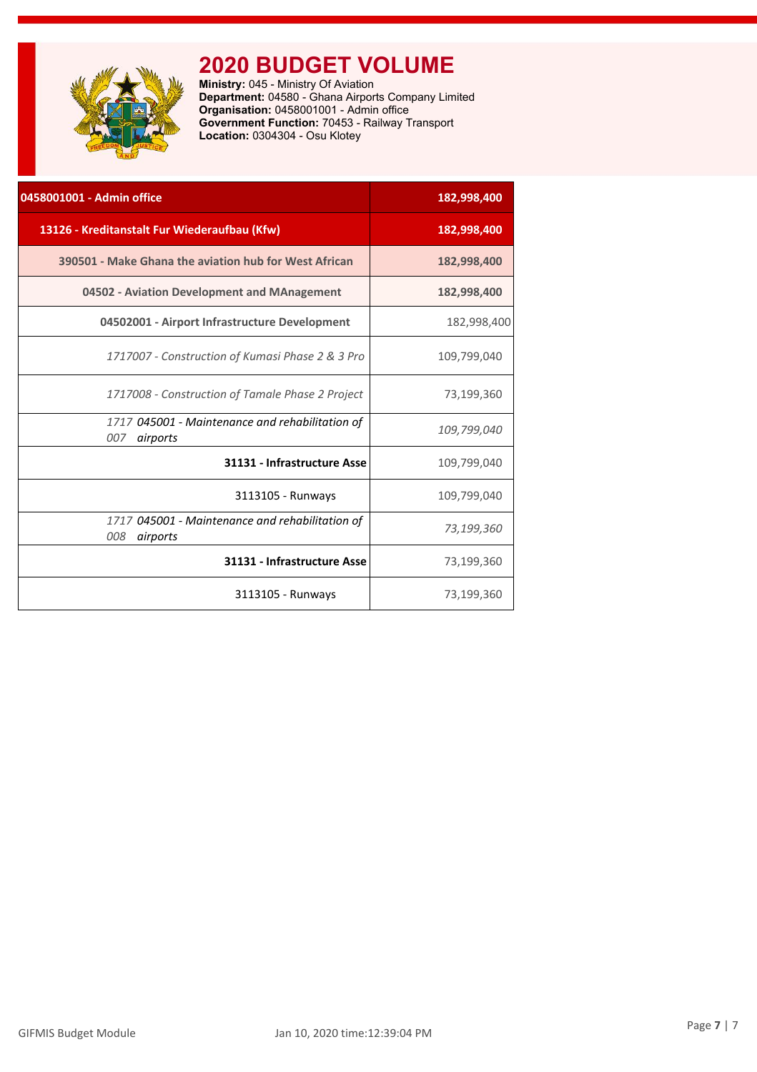# 2020 BUDGET VOLUME

**Ministry:** 045 - Ministry Of Aviation
**Department:** 04580 - Ghana Airports Company Limited
**Organisation:** 0458001001 - Admin office
**Government Function:** 70453 - Railway Transport
**Location:** 0304304 - Osu Klotey

| | |
|---|---|
| **0458001001 - Admin office** | **182,998,400** |
| **13126 - Kreditanstalt Fur Wiederaufbau (Kfw)** | **182,998,400** |
| **390501 - Make Ghana the aviation hub for West African** | **182,998,400** |
| **04502 - Aviation Development and MAnagement** | **182,998,400** |
| **04502001 - Airport Infrastructure Development** | 182,998,400 |
| *1717007 - Construction of Kumasi Phase 2 & 3 Pro* | 109,799,040 |
| *1717008 - Construction of Tamale Phase 2 Project* | 73,199,360 |
| *1717 007 045001 - Maintenance and rehabilitation of airports* | *109,799,040* |
| **31131 - Infrastructure Asse** | 109,799,040 |
| 3113105 - Runways | 109,799,040 |
| *1717 008 045001 - Maintenance and rehabilitation of airports* | *73,199,360* |
| **31131 - Infrastructure Asse** | 73,199,360 |
| 3113105 - Runways | 73,199,360 |